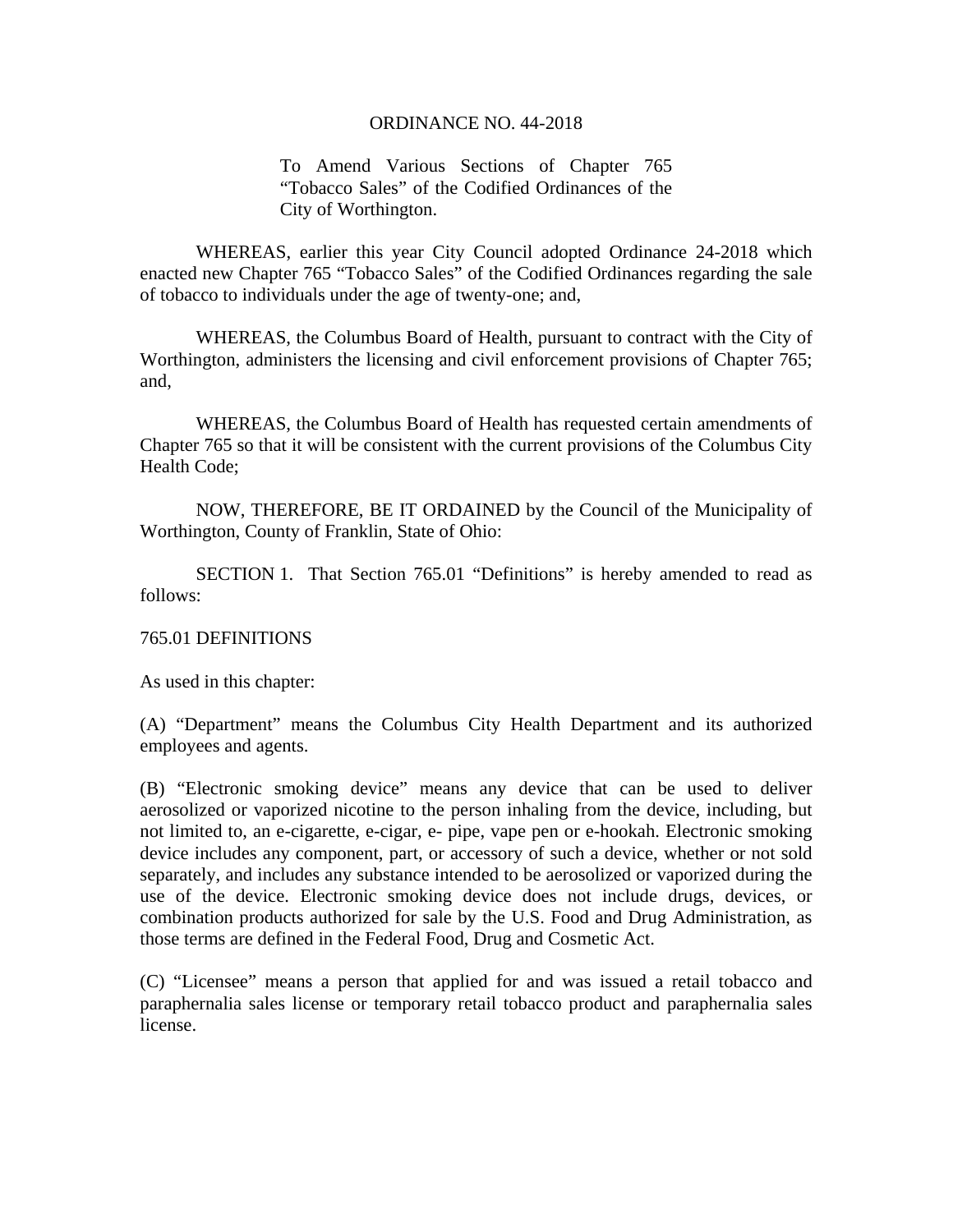ORDINANCE NO. 44-2018

To Amend Various Sections of Chapter 765 "Tobacco Sales" of the Codified Ordinances of the City of Worthington.

WHEREAS, earlier this year City Council adopted Ordinance 24-2018 which enacted new Chapter 765 "Tobacco Sales" of the Codified Ordinances regarding the sale of tobacco to individuals under the age of twenty-one; and,

WHEREAS, the Columbus Board of Health, pursuant to contract with the City of Worthington, administers the licensing and civil enforcement provisions of Chapter 765; and,

WHEREAS, the Columbus Board of Health has requested certain amendments of Chapter 765 so that it will be consistent with the current provisions of the Columbus City Health Code;

NOW, THEREFORE, BE IT ORDAINED by the Council of the Municipality of Worthington, County of Franklin, State of Ohio:

SECTION 1. That Section 765.01 "Definitions" is hereby amended to read as follows:

765.01 DEFINITIONS

As used in this chapter:

(A) "Department" means the Columbus City Health Department and its authorized employees and agents.

(B) "Electronic smoking device" means any device that can be used to deliver aerosolized or vaporized nicotine to the person inhaling from the device, including, but not limited to, an e-cigarette, e-cigar, e- pipe, vape pen or e-hookah. Electronic smoking device includes any component, part, or accessory of such a device, whether or not sold separately, and includes any substance intended to be aerosolized or vaporized during the use of the device. Electronic smoking device does not include drugs, devices, or combination products authorized for sale by the U.S. Food and Drug Administration, as those terms are defined in the Federal Food, Drug and Cosmetic Act.

(C) "Licensee" means a person that applied for and was issued a retail tobacco and paraphernalia sales license or temporary retail tobacco product and paraphernalia sales license.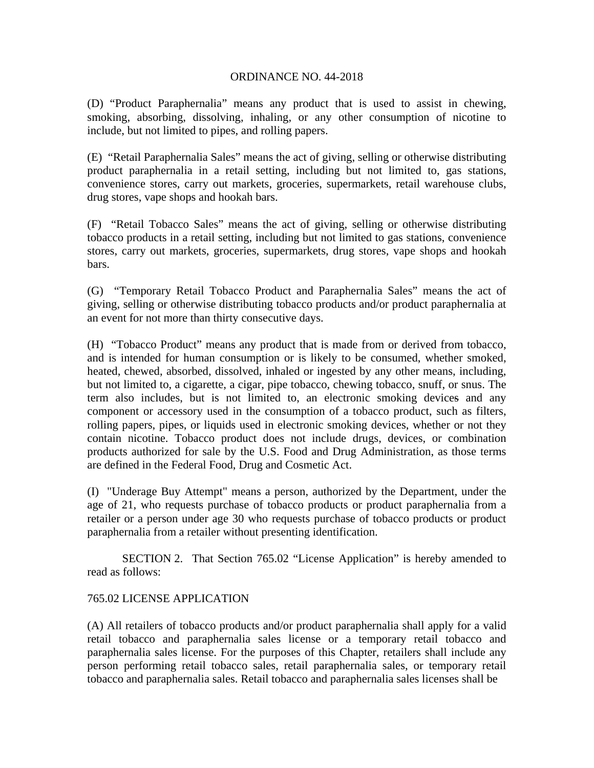ORDINANCE NO. 44-2018

(D) "Product Paraphernalia" means any product that is used to assist in chewing, smoking, absorbing, dissolving, inhaling, or any other consumption of nicotine to include, but not limited to pipes, and rolling papers.

(E) "Retail Paraphernalia Sales" means the act of giving, selling or otherwise distributing product paraphernalia in a retail setting, including but not limited to, gas stations, convenience stores, carry out markets, groceries, supermarkets, retail warehouse clubs, drug stores, vape shops and hookah bars.

(F) "Retail Tobacco Sales" means the act of giving, selling or otherwise distributing tobacco products in a retail setting, including but not limited to gas stations, convenience stores, carry out markets, groceries, supermarkets, drug stores, vape shops and hookah bars.

(G) "Temporary Retail Tobacco Product and Paraphernalia Sales" means the act of giving, selling or otherwise distributing tobacco products and/or product paraphernalia at an event for not more than thirty consecutive days.

(H) "Tobacco Product" means any product that is made from or derived from tobacco, and is intended for human consumption or is likely to be consumed, whether smoked, heated, chewed, absorbed, dissolved, inhaled or ingested by any other means, including, but not limited to, a cigarette, a cigar, pipe tobacco, chewing tobacco, snuff, or snus. The term also includes, but is not limited to, an electronic smoking devices and any component or accessory used in the consumption of a tobacco product, such as filters, rolling papers, pipes, or liquids used in electronic smoking devices, whether or not they contain nicotine. Tobacco product does not include drugs, devices, or combination products authorized for sale by the U.S. Food and Drug Administration, as those terms are defined in the Federal Food, Drug and Cosmetic Act.

(I) "Underage Buy Attempt" means a person, authorized by the Department, under the age of 21, who requests purchase of tobacco products or product paraphernalia from a retailer or a person under age 30 who requests purchase of tobacco products or product paraphernalia from a retailer without presenting identification.

SECTION 2. That Section 765.02 "License Application" is hereby amended to read as follows:

765.02 LICENSE APPLICATION

(A) All retailers of tobacco products and/or product paraphernalia shall apply for a valid retail tobacco and paraphernalia sales license or a temporary retail tobacco and paraphernalia sales license. For the purposes of this Chapter, retailers shall include any person performing retail tobacco sales, retail paraphernalia sales, or temporary retail tobacco and paraphernalia sales. Retail tobacco and paraphernalia sales licenses shall be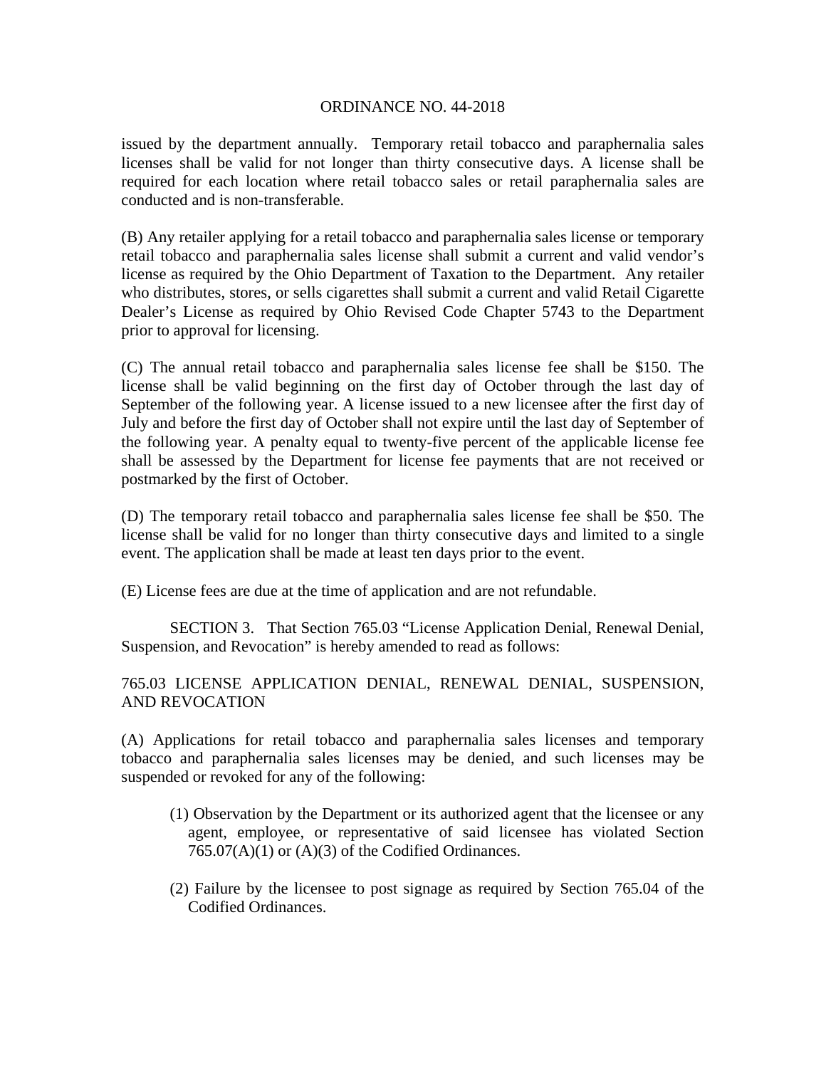issued by the department annually. Temporary retail tobacco and paraphernalia sales licenses shall be valid for not longer than thirty consecutive days. A license shall be required for each location where retail tobacco sales or retail paraphernalia sales are conducted and is non-transferable.

(B) Any retailer applying for a retail tobacco and paraphernalia sales license or temporary retail tobacco and paraphernalia sales license shall submit a current and valid vendor's license as required by the Ohio Department of Taxation to the Department. Any retailer who distributes, stores, or sells cigarettes shall submit a current and valid Retail Cigarette Dealer's License as required by Ohio Revised Code Chapter 5743 to the Department prior to approval for licensing.

(C) The annual retail tobacco and paraphernalia sales license fee shall be $150. The license shall be valid beginning on the first day of October through the last day of September of the following year. A license issued to a new licensee after the first day of July and before the first day of October shall not expire until the last day of September of the following year. A penalty equal to twenty-five percent of the applicable license fee shall be assessed by the Department for license fee payments that are not received or postmarked by the first of October.

(D) The temporary retail tobacco and paraphernalia sales license fee shall be $50. The license shall be valid for no longer than thirty consecutive days and limited to a single event. The application shall be made at least ten days prior to the event.

(E) License fees are due at the time of application and are not refundable.

SECTION 3. That Section 765.03 "License Application Denial, Renewal Denial, Suspension, and Revocation" is hereby amended to read as follows:

765.03 LICENSE APPLICATION DENIAL, RENEWAL DENIAL, SUSPENSION, AND REVOCATION

(A) Applications for retail tobacco and paraphernalia sales licenses and temporary tobacco and paraphernalia sales licenses may be denied, and such licenses may be suspended or revoked for any of the following:

(1) Observation by the Department or its authorized agent that the licensee or any agent, employee, or representative of said licensee has violated Section 765.07(A)(1) or (A)(3) of the Codified Ordinances.

(2) Failure by the licensee to post signage as required by Section 765.04 of the Codified Ordinances.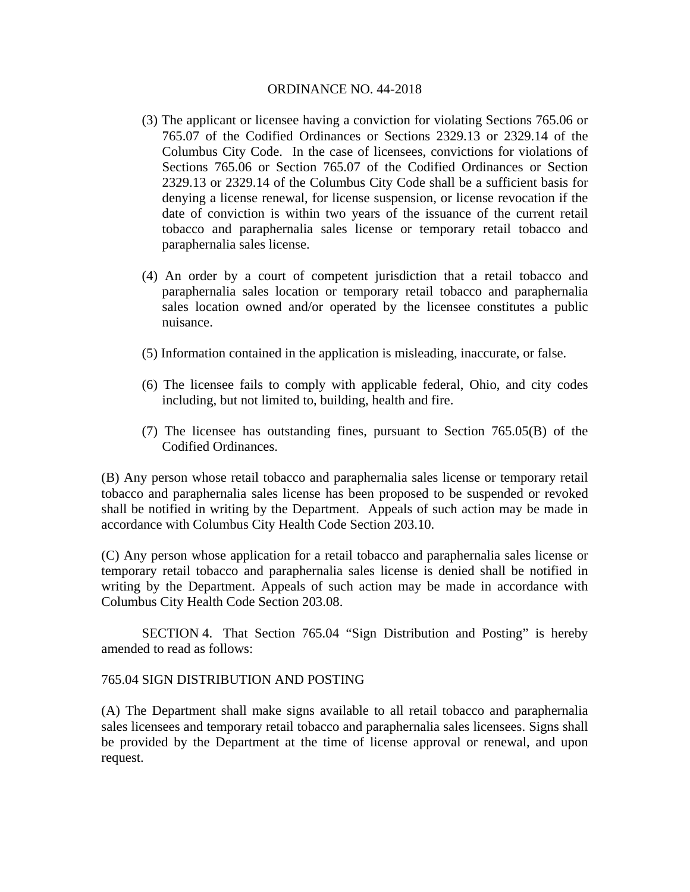(3) The applicant or licensee having a conviction for violating Sections 765.06 or 765.07 of the Codified Ordinances or Sections 2329.13 or 2329.14 of the Columbus City Code. In the case of licensees, convictions for violations of Sections 765.06 or Section 765.07 of the Codified Ordinances or Section 2329.13 or 2329.14 of the Columbus City Code shall be a sufficient basis for denying a license renewal, for license suspension, or license revocation if the date of conviction is within two years of the issuance of the current retail tobacco and paraphernalia sales license or temporary retail tobacco and paraphernalia sales license.

(4) An order by a court of competent jurisdiction that a retail tobacco and paraphernalia sales location or temporary retail tobacco and paraphernalia sales location owned and/or operated by the licensee constitutes a public nuisance.

(5) Information contained in the application is misleading, inaccurate, or false.

(6) The licensee fails to comply with applicable federal, Ohio, and city codes including, but not limited to, building, health and fire.

(7) The licensee has outstanding fines, pursuant to Section 765.05(B) of the Codified Ordinances.

(B) Any person whose retail tobacco and paraphernalia sales license or temporary retail tobacco and paraphernalia sales license has been proposed to be suspended or revoked shall be notified in writing by the Department. Appeals of such action may be made in accordance with Columbus City Health Code Section 203.10.

(C) Any person whose application for a retail tobacco and paraphernalia sales license or temporary retail tobacco and paraphernalia sales license is denied shall be notified in writing by the Department. Appeals of such action may be made in accordance with Columbus City Health Code Section 203.08.

SECTION 4. That Section 765.04 "Sign Distribution and Posting" is hereby amended to read as follows:

765.04 SIGN DISTRIBUTION AND POSTING

(A) The Department shall make signs available to all retail tobacco and paraphernalia sales licensees and temporary retail tobacco and paraphernalia sales licensees. Signs shall be provided by the Department at the time of license approval or renewal, and upon request.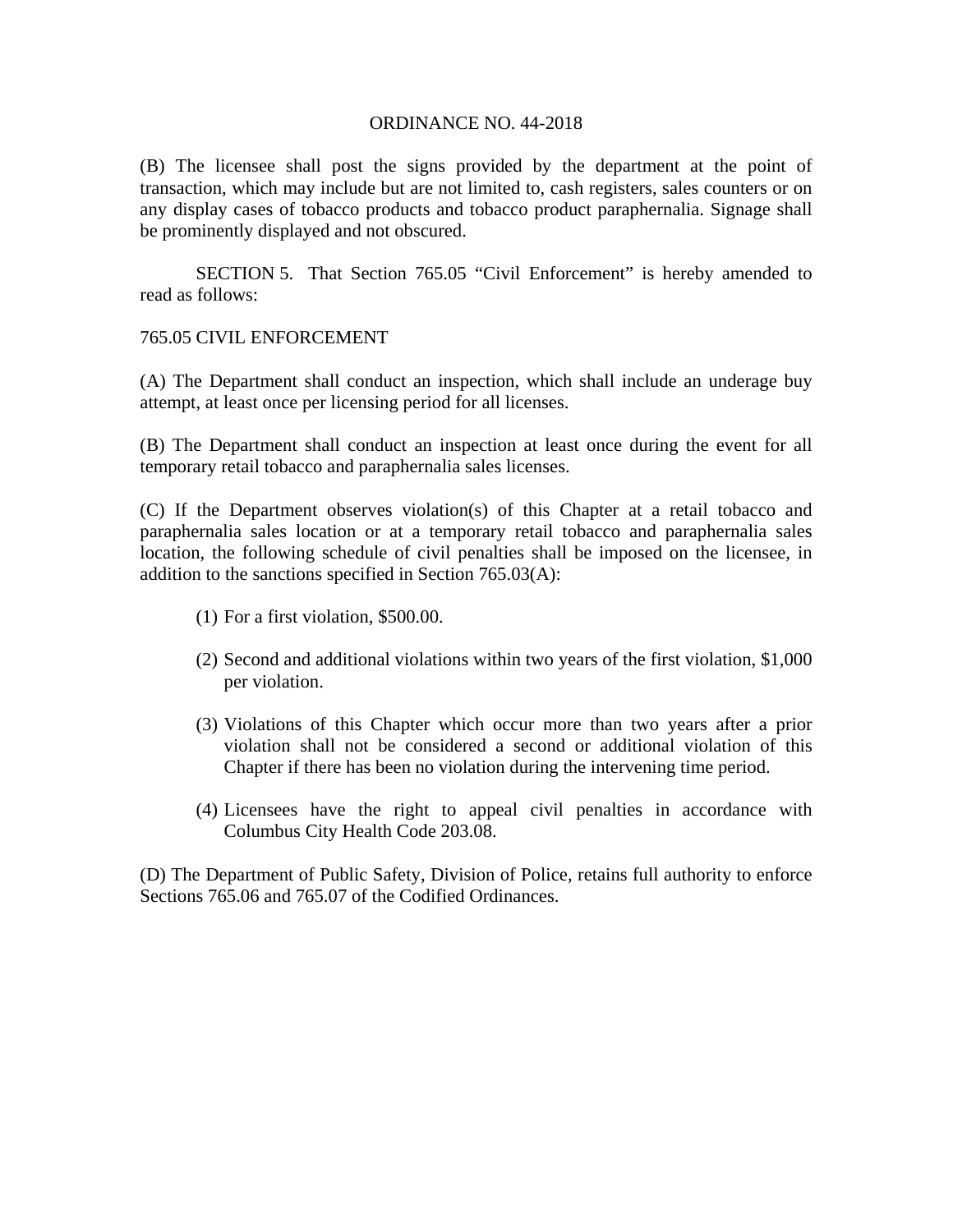(B) The licensee shall post the signs provided by the department at the point of transaction, which may include but are not limited to, cash registers, sales counters or on any display cases of tobacco products and tobacco product paraphernalia. Signage shall be prominently displayed and not obscured.

SECTION 5. That Section 765.05 "Civil Enforcement" is hereby amended to read as follows:

765.05 CIVIL ENFORCEMENT

(A) The Department shall conduct an inspection, which shall include an underage buy attempt, at least once per licensing period for all licenses.

(B) The Department shall conduct an inspection at least once during the event for all temporary retail tobacco and paraphernalia sales licenses.

(C) If the Department observes violation(s) of this Chapter at a retail tobacco and paraphernalia sales location or at a temporary retail tobacco and paraphernalia sales location, the following schedule of civil penalties shall be imposed on the licensee, in addition to the sanctions specified in Section 765.03(A):

(1) For a first violation, $500.00.

(2) Second and additional violations within two years of the first violation, $1,000 per violation.

(3) Violations of this Chapter which occur more than two years after a prior violation shall not be considered a second or additional violation of this Chapter if there has been no violation during the intervening time period.

(4) Licensees have the right to appeal civil penalties in accordance with Columbus City Health Code 203.08.

(D) The Department of Public Safety, Division of Police, retains full authority to enforce Sections 765.06 and 765.07 of the Codified Ordinances.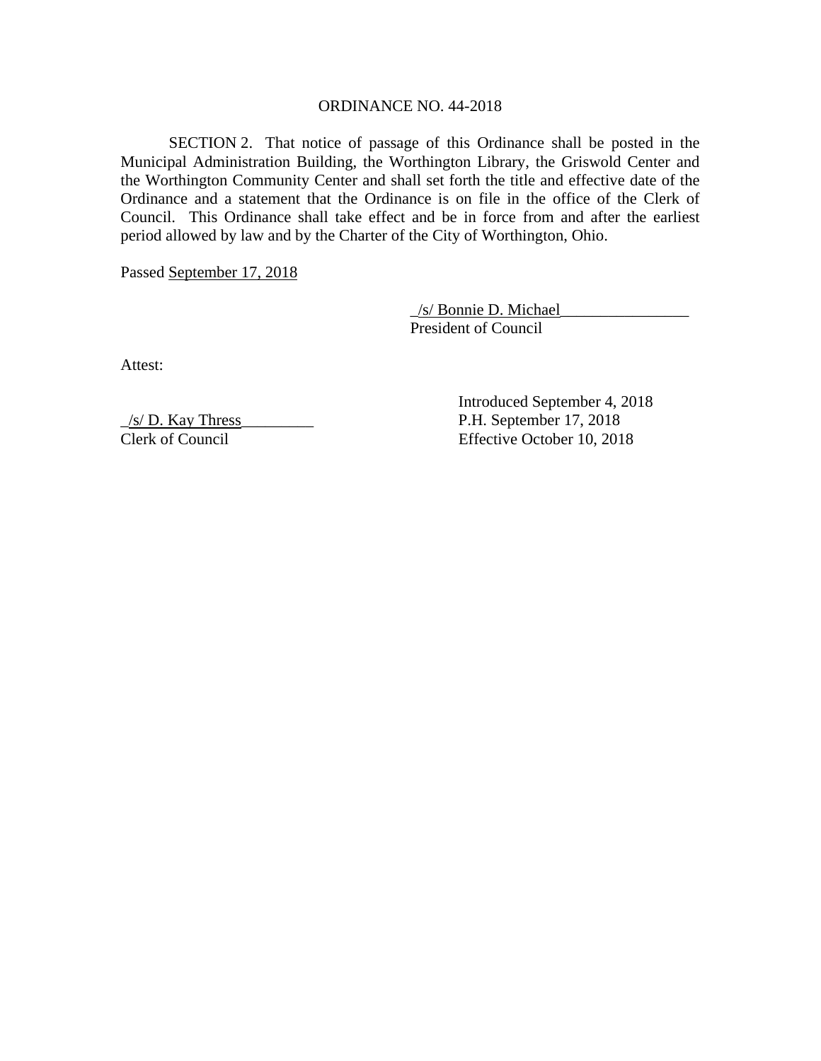ORDINANCE NO. 44-2018

SECTION 2. That notice of passage of this Ordinance shall be posted in the Municipal Administration Building, the Worthington Library, the Griswold Center and the Worthington Community Center and shall set forth the title and effective date of the Ordinance and a statement that the Ordinance is on file in the office of the Clerk of Council. This Ordinance shall take effect and be in force from and after the earliest period allowed by law and by the Charter of the City of Worthington, Ohio.

Passed September 17, 2018

_/s/ Bonnie D. Michael________________
President of Council

Attest:

_/s/ D. Kay Thress_________
Clerk of Council

Introduced September 4, 2018
P.H. September 17, 2018
Effective October 10, 2018